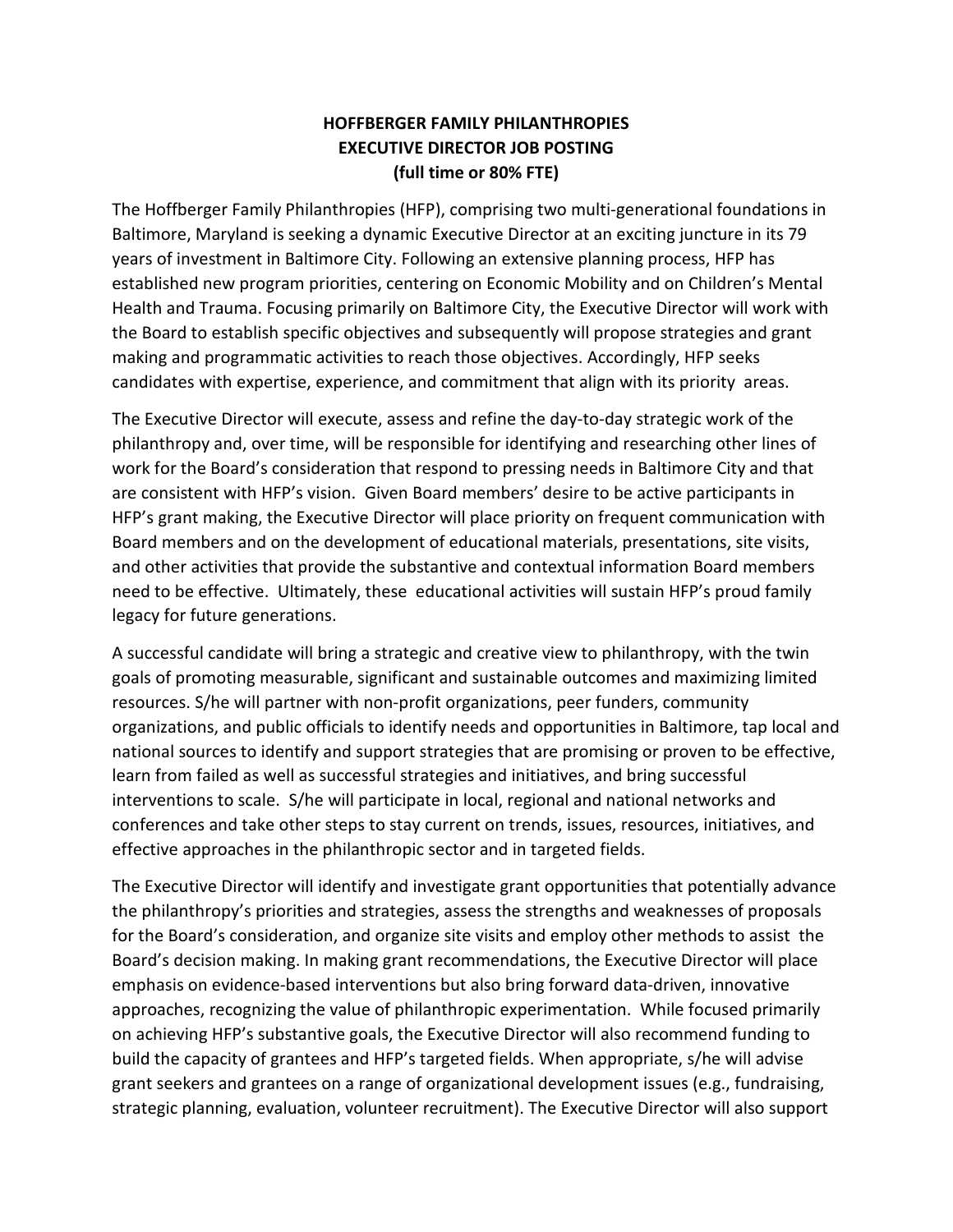# HOFFBERGER FAMILY PHILANTHROPIES
## EXECUTIVE DIRECTOR JOB POSTING
### (full time or 80% FTE)

The Hoffberger Family Philanthropies (HFP), comprising two multi-generational foundations in Baltimore, Maryland is seeking a dynamic Executive Director at an exciting juncture in its 79 years of investment in Baltimore City. Following an extensive planning process, HFP has established new program priorities, centering on Economic Mobility and on Children's Mental Health and Trauma. Focusing primarily on Baltimore City, the Executive Director will work with the Board to establish specific objectives and subsequently will propose strategies and grant making and programmatic activities to reach those objectives. Accordingly, HFP seeks candidates with expertise, experience, and commitment that align with its priority areas.

The Executive Director will execute, assess and refine the day-to-day strategic work of the philanthropy and, over time, will be responsible for identifying and researching other lines of work for the Board's consideration that respond to pressing needs in Baltimore City and that are consistent with HFP's vision. Given Board members' desire to be active participants in HFP's grant making, the Executive Director will place priority on frequent communication with Board members and on the development of educational materials, presentations, site visits, and other activities that provide the substantive and contextual information Board members need to be effective. Ultimately, these educational activities will sustain HFP's proud family legacy for future generations.

A successful candidate will bring a strategic and creative view to philanthropy, with the twin goals of promoting measurable, significant and sustainable outcomes and maximizing limited resources. S/he will partner with non-profit organizations, peer funders, community organizations, and public officials to identify needs and opportunities in Baltimore, tap local and national sources to identify and support strategies that are promising or proven to be effective, learn from failed as well as successful strategies and initiatives, and bring successful interventions to scale. S/he will participate in local, regional and national networks and conferences and take other steps to stay current on trends, issues, resources, initiatives, and effective approaches in the philanthropic sector and in targeted fields.

The Executive Director will identify and investigate grant opportunities that potentially advance the philanthropy's priorities and strategies, assess the strengths and weaknesses of proposals for the Board's consideration, and organize site visits and employ other methods to assist the Board's decision making. In making grant recommendations, the Executive Director will place emphasis on evidence-based interventions but also bring forward data-driven, innovative approaches, recognizing the value of philanthropic experimentation. While focused primarily on achieving HFP's substantive goals, the Executive Director will also recommend funding to build the capacity of grantees and HFP's targeted fields. When appropriate, s/he will advise grant seekers and grantees on a range of organizational development issues (e.g., fundraising, strategic planning, evaluation, volunteer recruitment). The Executive Director will also support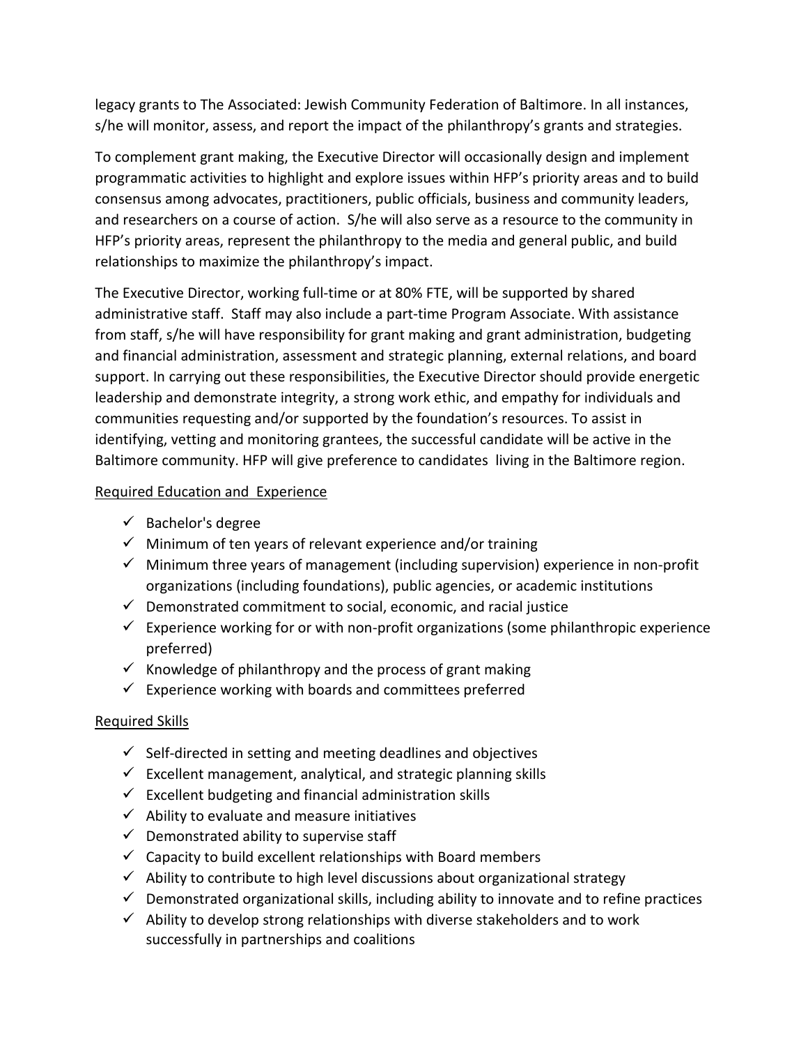legacy grants to The Associated: Jewish Community Federation of Baltimore. In all instances, s/he will monitor, assess, and report the impact of the philanthropy's grants and strategies.

To complement grant making, the Executive Director will occasionally design and implement programmatic activities to highlight and explore issues within HFP's priority areas and to build consensus among advocates, practitioners, public officials, business and community leaders, and researchers on a course of action. S/he will also serve as a resource to the community in HFP's priority areas, represent the philanthropy to the media and general public, and build relationships to maximize the philanthropy's impact.

The Executive Director, working full-time or at 80% FTE, will be supported by shared administrative staff. Staff may also include a part-time Program Associate. With assistance from staff, s/he will have responsibility for grant making and grant administration, budgeting and financial administration, assessment and strategic planning, external relations, and board support. In carrying out these responsibilities, the Executive Director should provide energetic leadership and demonstrate integrity, a strong work ethic, and empathy for individuals and communities requesting and/or supported by the foundation's resources. To assist in identifying, vetting and monitoring grantees, the successful candidate will be active in the Baltimore community. HFP will give preference to candidates living in the Baltimore region.

<u>Required Education and Experience</u>

- ✓ Bachelor's degree
- ✓ Minimum of ten years of relevant experience and/or training
- ✓ Minimum three years of management (including supervision) experience in non-profit organizations (including foundations), public agencies, or academic institutions
- ✓ Demonstrated commitment to social, economic, and racial justice
- ✓ Experience working for or with non-profit organizations (some philanthropic experience preferred)
- ✓ Knowledge of philanthropy and the process of grant making
- ✓ Experience working with boards and committees preferred

<u>Required Skills</u>

- ✓ Self-directed in setting and meeting deadlines and objectives
- ✓ Excellent management, analytical, and strategic planning skills
- ✓ Excellent budgeting and financial administration skills
- ✓ Ability to evaluate and measure initiatives
- ✓ Demonstrated ability to supervise staff
- ✓ Capacity to build excellent relationships with Board members
- ✓ Ability to contribute to high level discussions about organizational strategy
- ✓ Demonstrated organizational skills, including ability to innovate and to refine practices
- ✓ Ability to develop strong relationships with diverse stakeholders and to work successfully in partnerships and coalitions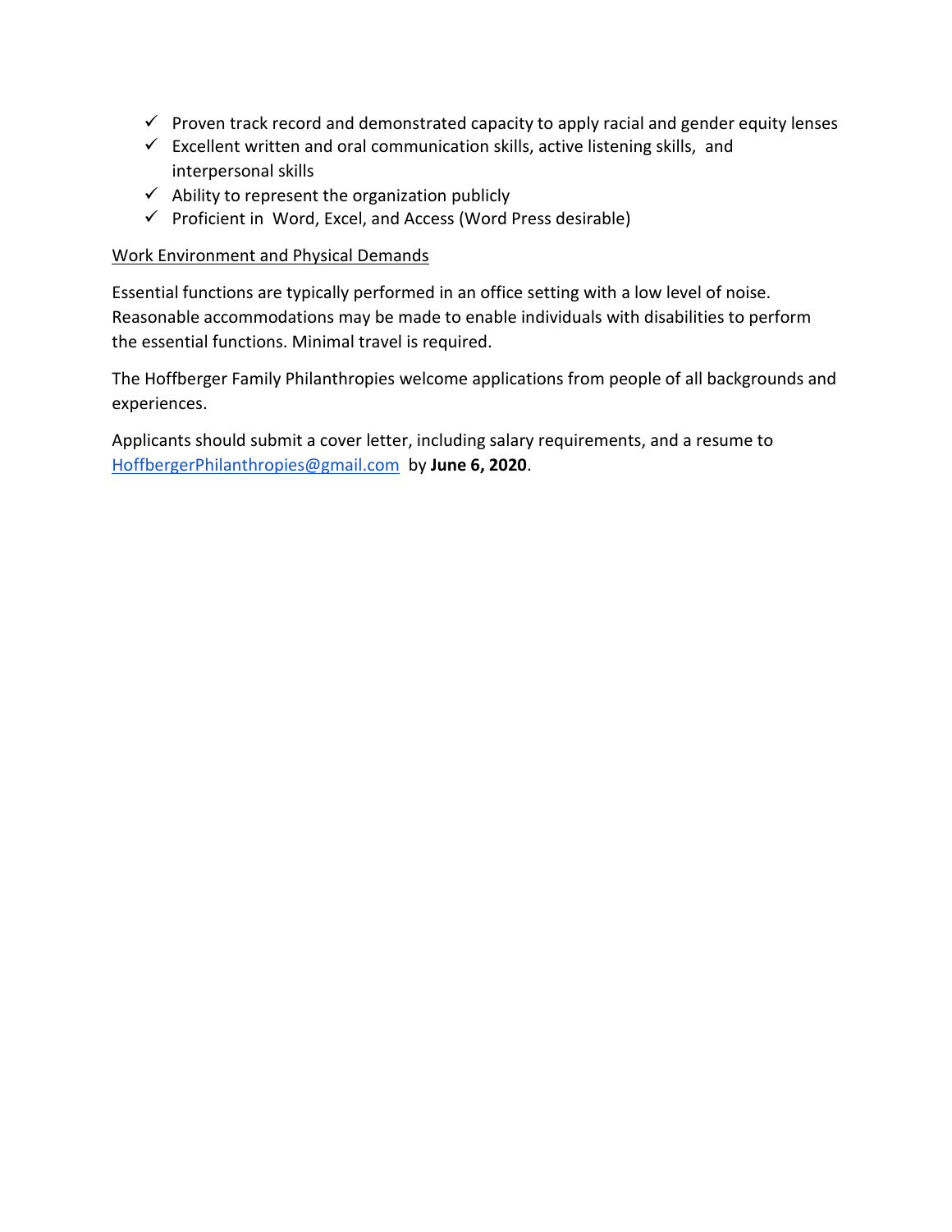- ✓ Proven track record and demonstrated capacity to apply racial and gender equity lenses
- ✓ Excellent written and oral communication skills, active listening skills, and interpersonal skills
- ✓ Ability to represent the organization publicly
- ✓ Proficient in Word, Excel, and Access (Word Press desirable)

<u>Work Environment and Physical Demands</u>

Essential functions are typically performed in an office setting with a low level of noise. Reasonable accommodations may be made to enable individuals with disabilities to perform the essential functions. Minimal travel is required.

The Hoffberger Family Philanthropies welcome applications from people of all backgrounds and experiences.

Applicants should submit a cover letter, including salary requirements, and a resume to HoffbergerPhilanthropies@gmail.com by **June 6, 2020**.